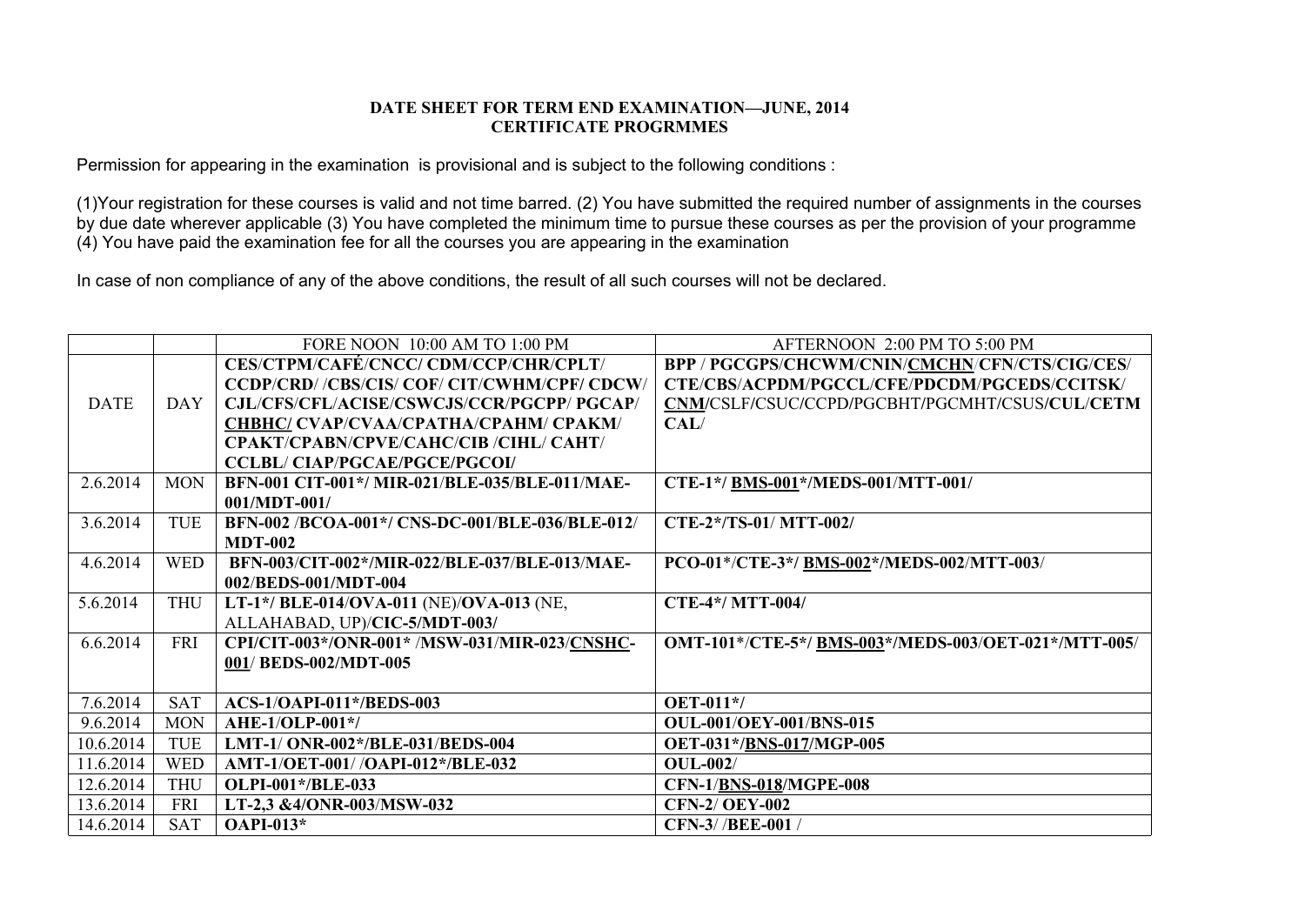**DATE SHEET FOR TERM END EXAMINATION—JUNE, 2014**
**CERTIFICATE PROGRMMES**

Permission for appearing in the examination is provisional and is subject to the following conditions :

(1)Your registration for these courses is valid and not time barred. (2) You have submitted the required number of assignments in the courses by due date wherever applicable (3) You have completed the minimum time to pursue these courses as per the provision of your programme (4) You have paid the examination fee for all the courses you are appearing in the examination

In case of non compliance of any of the above conditions, the result of all such courses will not be declared.

| | | FORE NOON 10:00 AM TO 1:00 PM | AFTERNOON 2:00 PM TO 5:00 PM |
|---|---|---|---|
| DATE | DAY | **CES/CTPM/CAFÉ/CNCC/ CDM/CCP/CHR/CPLT/ CCDP/CRD/ /CBS/CIS/ COF/ CIT/CWHM/CPF/ CDCW/ CJL/CFS/CFL/ACISE/CSWCJS/CCR/PGCPP/ PGCAP/ CHBHC/ CVAP/CVAA/CPATHA/CPAHM/ CPAKM/ CPAKT/CPABN/CPVE/CAHC/CIB /CIHL/ CAHT/ CCLBL/ CIAP/PGCAE/PGCE/PGCOI/** | **BPP / PGCGPS/CHCWM/CNIN/CMCHN/CFN/CTS/CIG/CES/ CTE/CBS/ACPDM/PGCCL/CFE/PDCDM/PGCEDS/CCITSK/ CNM/**CSLF/CSUC/CCPD/PGCBHT/PGCMHT/CSUS/**CUL/CETM CAL/** |
| 2.6.2014 | MON | **BFN-001 CIT-001\*/ MIR-021/BLE-035/BLE-011/MAE-001/MDT-001/** | **CTE-1\*/ BMS-001\*/MEDS-001/MTT-001/** |
| 3.6.2014 | TUE | **BFN-002 /BCOA-001\*/ CNS-DC-001/BLE-036/BLE-012/ MDT-002** | **CTE-2\*/TS-01/ MTT-002/** |
| 4.6.2014 | WED | **BFN-003/CIT-002\*/MIR-022/BLE-037/BLE-013/MAE-002/BEDS-001/MDT-004** | **PCO-01\*/CTE-3\*/ BMS-002\*/MEDS-002/MTT-003/** |
| 5.6.2014 | THU | **LT-1\*/ BLE-014/OVA-011** (NE)/**OVA-013** (NE, ALLAHABAD, UP)/**CIC-5/MDT-003/** | **CTE-4\*/ MTT-004/** |
| 6.6.2014 | FRI | **CPI/CIT-003\*/ONR-001\* /MSW-031/MIR-023/CNSHC-001/ BEDS-002/MDT-005** | **OMT-101\*/CTE-5\*/ BMS-003\*/MEDS-003/OET-021\*/MTT-005/** |
| 7.6.2014 | SAT | **ACS-1/OAPI-011\*/BEDS-003** | **OET-011\*/** |
| 9.6.2014 | MON | **AHE-1/OLP-001\*/** | **OUL-001/OEY-001/BNS-015** |
| 10.6.2014 | TUE | **LMT-1/ ONR-002\*/BLE-031/BEDS-004** | **OET-031\*/BNS-017/MGP-005** |
| 11.6.2014 | WED | **AMT-1/OET-001/ /OAPI-012\*/BLE-032** | **OUL-002/** |
| 12.6.2014 | THU | **OLPI-001\*/BLE-033** | **CFN-1/BNS-018/MGPE-008** |
| 13.6.2014 | FRI | **LT-2,3 &4/ONR-003/MSW-032** | **CFN-2/ OEY-002** |
| 14.6.2014 | SAT | **OAPI-013\*** | **CFN-3/ /BEE-001 /** |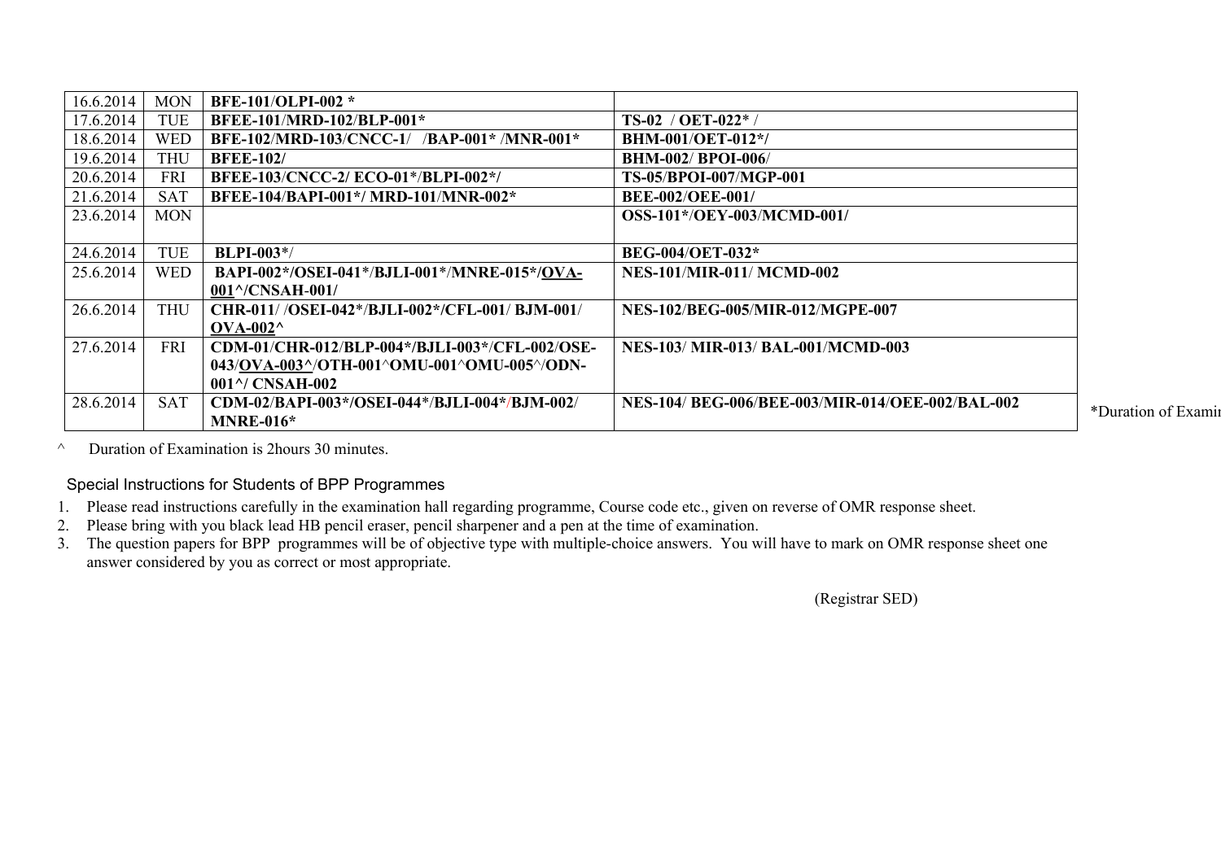| | | | |
|---|---|---|---|
| 16.6.2014 | MON | **BFE-101/OLPI-002 *** | |
| 17.6.2014 | TUE | **BFEE-101/MRD-102/BLP-001*** | **TS-02 / OET-022* /** |
| 18.6.2014 | WED | **BFE-102/MRD-103/CNCC-1/ /BAP-001* /MNR-001*** | **BHM-001/OET-012*/** |
| 19.6.2014 | THU | **BFEE-102/** | **BHM-002/ BPOI-006/** |
| 20.6.2014 | FRI | **BFEE-103/CNCC-2/ ECO-01*/BLPI-002*/** | **TS-05/BPOI-007/MGP-001** |
| 21.6.2014 | SAT | **BFEE-104/BAPI-001*/ MRD-101/MNR-002*** | **BEE-002/OEE-001/** |
| 23.6.2014 | MON | | **OSS-101*/OEY-003/MCMD-001/** |
| 24.6.2014 | TUE | **BLPI-003*/** | **BEG-004/OET-032*** |
| 25.6.2014 | WED | **BAPI-002*/OSEI-041*/BJLI-001*/MNRE-015*/OVA-001^/CNSAH-001/** | **NES-101/MIR-011/ MCMD-002** |
| 26.6.2014 | THU | **CHR-011/ /OSEI-042*/BJLI-002*/CFL-001/ BJM-001/ OVA-002^** | **NES-102/BEG-005/MIR-012/MGPE-007** |
| 27.6.2014 | FRI | **CDM-01/CHR-012/BLP-004*/BJLI-003*/CFL-002/OSE-043/OVA-003^/OTH-001^OMU-001^OMU-005^/ODN-001^/ CNSAH-002** | **NES-103/ MIR-013/ BAL-001/MCMD-003** |
| 28.6.2014 | SAT | **CDM-02/BAPI-003*/OSEI-044*/BJLI-004*/BJM-002/ MNRE-016*** | **NES-104/ BEG-006/BEE-003/MIR-014/OEE-002/BAL-002** |

*Duration of Exami

^ Duration of Examination is 2hours 30 minutes.

Special Instructions for Students of BPP Programmes

1. Please read instructions carefully in the examination hall regarding programme, Course code etc., given on reverse of OMR response sheet.
2. Please bring with you black lead HB pencil eraser, pencil sharpener and a pen at the time of examination.
3. The question papers for BPP programmes will be of objective type with multiple-choice answers. You will have to mark on OMR response sheet one answer considered by you as correct or most appropriate.

(Registrar SED)